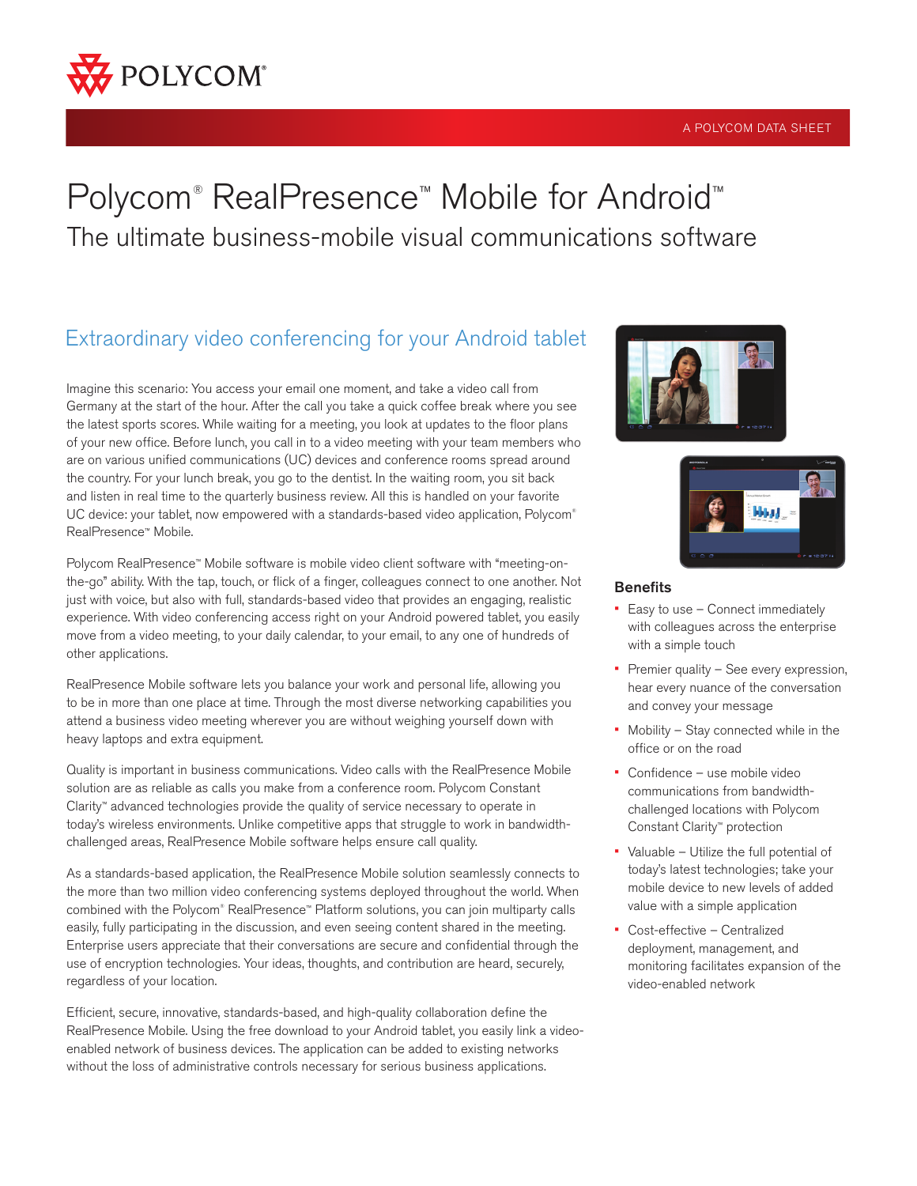A POLYCOM DATA SHEET

# Polycom® RealPresence™ Mobile for Android™

## The ultimate business-mobile visual communications software

### Extraordinary video conferencing for your Android tablet

Imagine this scenario: You access your email one moment, and take a video call from Germany at the start of the hour. After the call you take a quick coffee break where you see the latest sports scores. While waiting for a meeting, you look at updates to the floor plans of your new office. Before lunch, you call in to a video meeting with your team members who are on various unified communications (UC) devices and conference rooms spread around the country. For your lunch break, you go to the dentist. In the waiting room, you sit back and listen in real time to the quarterly business review. All this is handled on your favorite UC device: your tablet, now empowered with a standards-based video application, Polycom® RealPresence™ Mobile.

Polycom RealPresence™ Mobile software is mobile video client software with "meeting-on-the-go" ability. With the tap, touch, or flick of a finger, colleagues connect to one another. Not just with voice, but also with full, standards-based video that provides an engaging, realistic experience. With video conferencing access right on your Android powered tablet, you easily move from a video meeting, to your daily calendar, to your email, to any one of hundreds of other applications.

RealPresence Mobile software lets you balance your work and personal life, allowing you to be in more than one place at time. Through the most diverse networking capabilities you attend a business video meeting wherever you are without weighing yourself down with heavy laptops and extra equipment.

Quality is important in business communications. Video calls with the RealPresence Mobile solution are as reliable as calls you make from a conference room. Polycom Constant Clarity™ advanced technologies provide the quality of service necessary to operate in today's wireless environments. Unlike competitive apps that struggle to work in bandwidth-challenged areas, RealPresence Mobile software helps ensure call quality.

As a standards-based application, the RealPresence Mobile solution seamlessly connects to the more than two million video conferencing systems deployed throughout the world. When combined with the Polycom® RealPresence™ Platform solutions, you can join multiparty calls easily, fully participating in the discussion, and even seeing content shared in the meeting. Enterprise users appreciate that their conversations are secure and confidential through the use of encryption technologies. Your ideas, thoughts, and contribution are heard, securely, regardless of your location.

Efficient, secure, innovative, standards-based, and high-quality collaboration define the RealPresence Mobile. Using the free download to your Android tablet, you easily link a video-enabled network of business devices. The application can be added to existing networks without the loss of administrative controls necessary for serious business applications.

### Benefits

- Easy to use – Connect immediately with colleagues across the enterprise with a simple touch
- Premier quality – See every expression, hear every nuance of the conversation and convey your message
- Mobility – Stay connected while in the office or on the road
- Confidence – use mobile video communications from bandwidth-challenged locations with Polycom Constant Clarity™ protection
- Valuable – Utilize the full potential of today's latest technologies; take your mobile device to new levels of added value with a simple application
- Cost-effective – Centralized deployment, management, and monitoring facilitates expansion of the video-enabled network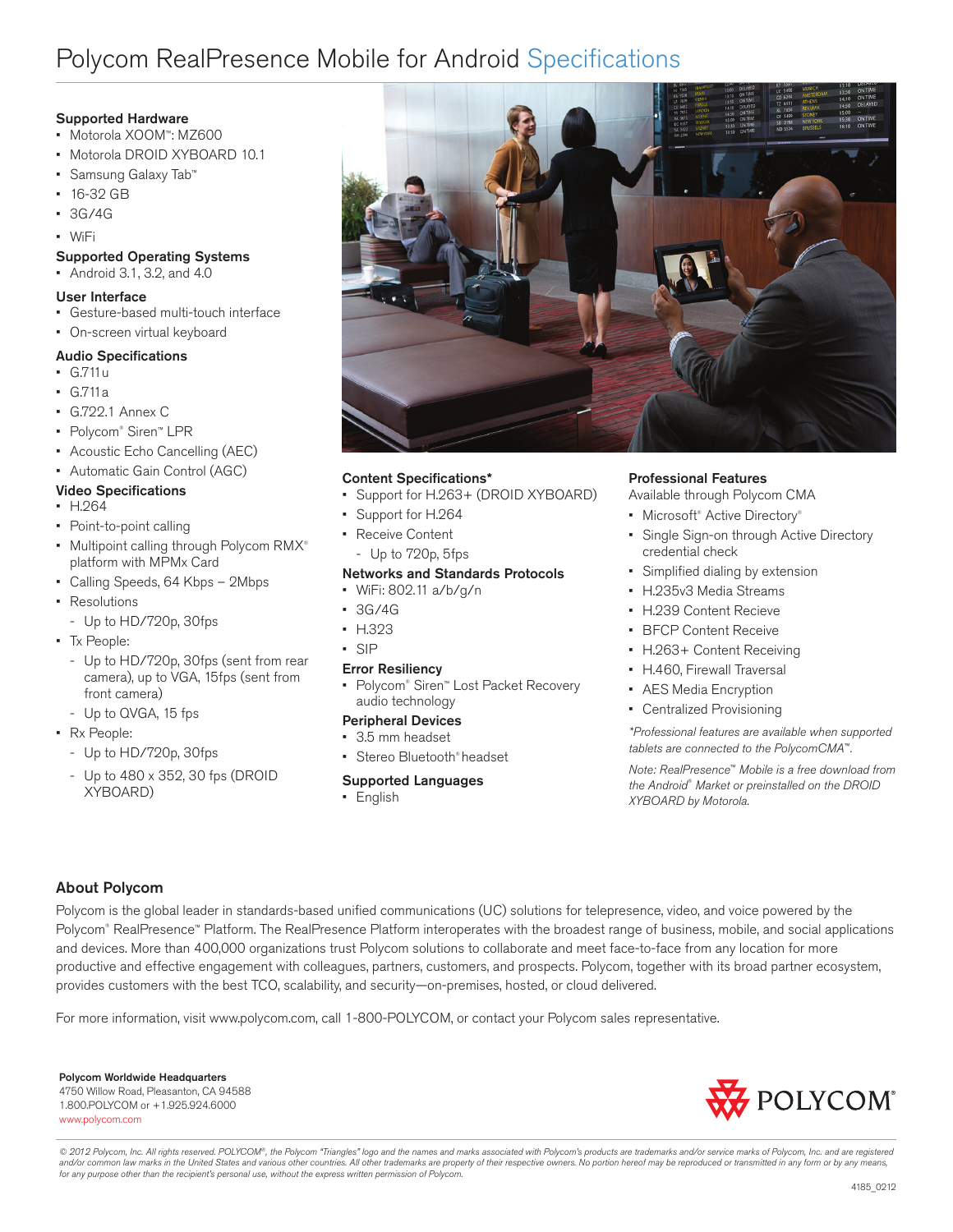# Polycom RealPresence Mobile for Android Specifications

### Supported Hardware

- Motorola XOOM™: MZ600
- Motorola DROID XYBOARD 10.1
- Samsung Galaxy Tab™
- 16-32 GB
- 3G/4G
- WiFi

### Supported Operating Systems

- Android 3.1, 3.2, and 4.0

### User Interface

- Gesture-based multi-touch interface
- On-screen virtual keyboard

### Audio Specifications

- G.711u
- G.711a
- G.722.1 Annex C
- Polycom® Siren™ LPR
- Acoustic Echo Cancelling (AEC)
- Automatic Gain Control (AGC)

### Video Specifications

- H.264
- Point-to-point calling
- Multipoint calling through Polycom RMX® platform with MPMx Card
- Calling Speeds, 64 Kbps – 2Mbps
- Resolutions
  - Up to HD/720p, 30fps
- Tx People:
  - Up to HD/720p, 30fps (sent from rear camera), up to VGA, 15fps (sent from front camera)
  - Up to QVGA, 15 fps
- Rx People:
  - Up to HD/720p, 30fps
  - Up to 480 x 352, 30 fps (DROID XYBOARD)

### Content Specifications*

- Support for H.263+ (DROID XYBOARD)
- Support for H.264
- Receive Content
  - Up to 720p, 5fps

### Networks and Standards Protocols

- WiFi: 802.11 a/b/g/n
- 3G/4G
- H.323
- SIP

### Error Resiliency

- Polycom® Siren™ Lost Packet Recovery audio technology

### Peripheral Devices

- 3.5 mm headset
- Stereo Bluetooth® headset

### Supported Languages

- English

### Professional Features

Available through Polycom CMA

- Microsoft® Active Directory®
- Single Sign-on through Active Directory credential check
- Simplified dialing by extension
- H.235v3 Media Streams
- H.239 Content Recieve
- BFCP Content Receive
- H.263+ Content Receiving
- H.460, Firewall Traversal
- AES Media Encryption
- Centralized Provisioning

*\*Professional features are available when supported tablets are connected to the PolycomCMA™.*

*Note: RealPresence™ Mobile is a free download from the Android® Market or preinstalled on the DROID XYBOARD by Motorola.*

## About Polycom

Polycom is the global leader in standards-based unified communications (UC) solutions for telepresence, video, and voice powered by the Polycom® RealPresence™ Platform. The RealPresence Platform interoperates with the broadest range of business, mobile, and social applications and devices. More than 400,000 organizations trust Polycom solutions to collaborate and meet face-to-face from any location for more productive and effective engagement with colleagues, partners, customers, and prospects. Polycom, together with its broad partner ecosystem, provides customers with the best TCO, scalability, and security—on-premises, hosted, or cloud delivered.

For more information, visit www.polycom.com, call 1-800-POLYCOM, or contact your Polycom sales representative.

**Polycom Worldwide Headquarters**
4750 Willow Road, Pleasanton, CA 94588
1.800.POLYCOM or +1.925.924.6000
www.polycom.com

POLYCOM®

*© 2012 Polycom, Inc. All rights reserved. POLYCOM®, the Polycom "Triangles" logo and the names and marks associated with Polycom's products are trademarks and/or service marks of Polycom, Inc. and are registered and/or common law marks in the United States and various other countries. All other trademarks are property of their respective owners. No portion hereof may be reproduced or transmitted in any form or by any means, for any purpose other than the recipient's personal use, without the express written permission of Polycom.*

4185_0212